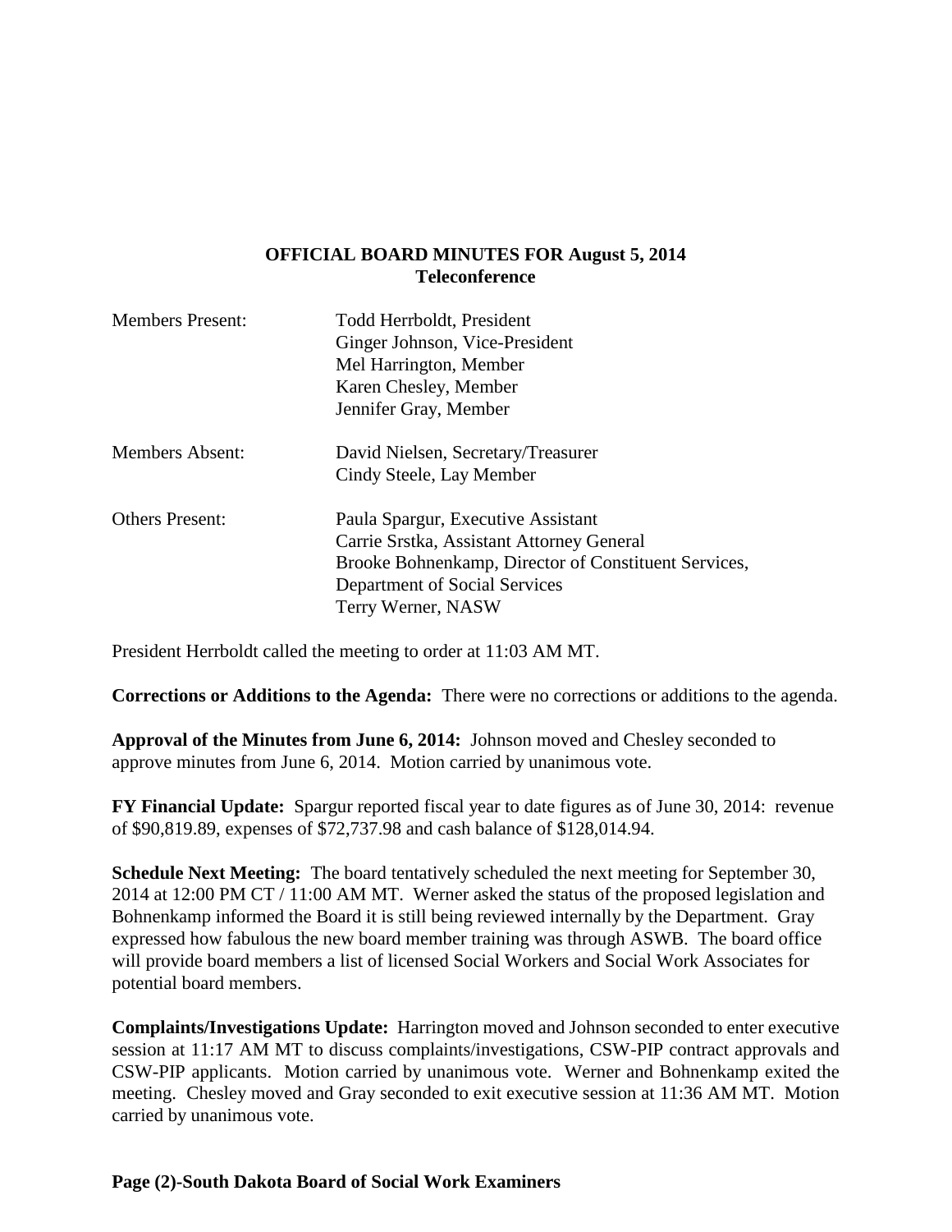# OFFICIAL BOARD MINUTES FOR August 5, 2014
## Teleconference

| | |
|---|---|
| Members Present: | Todd Herrboldt, President<br>Ginger Johnson, Vice-President<br>Mel Harrington, Member<br>Karen Chesley, Member<br>Jennifer Gray, Member |
| Members Absent: | David Nielsen, Secretary/Treasurer<br>Cindy Steele, Lay Member |
| Others Present: | Paula Spargur, Executive Assistant<br>Carrie Srstka, Assistant Attorney General<br>Brooke Bohnenkamp, Director of Constituent Services, Department of Social Services<br>Terry Werner, NASW |

President Herrboldt called the meeting to order at 11:03 AM MT.

**Corrections or Additions to the Agenda:** There were no corrections or additions to the agenda.

**Approval of the Minutes from June 6, 2014:** Johnson moved and Chesley seconded to approve minutes from June 6, 2014. Motion carried by unanimous vote.

**FY Financial Update:** Spargur reported fiscal year to date figures as of June 30, 2014: revenue of $90,819.89, expenses of $72,737.98 and cash balance of $128,014.94.

**Schedule Next Meeting:** The board tentatively scheduled the next meeting for September 30, 2014 at 12:00 PM CT / 11:00 AM MT. Werner asked the status of the proposed legislation and Bohnenkamp informed the Board it is still being reviewed internally by the Department. Gray expressed how fabulous the new board member training was through ASWB. The board office will provide board members a list of licensed Social Workers and Social Work Associates for potential board members.

**Complaints/Investigations Update:** Harrington moved and Johnson seconded to enter executive session at 11:17 AM MT to discuss complaints/investigations, CSW-PIP contract approvals and CSW-PIP applicants. Motion carried by unanimous vote. Werner and Bohnenkamp exited the meeting. Chesley moved and Gray seconded to exit executive session at 11:36 AM MT. Motion carried by unanimous vote.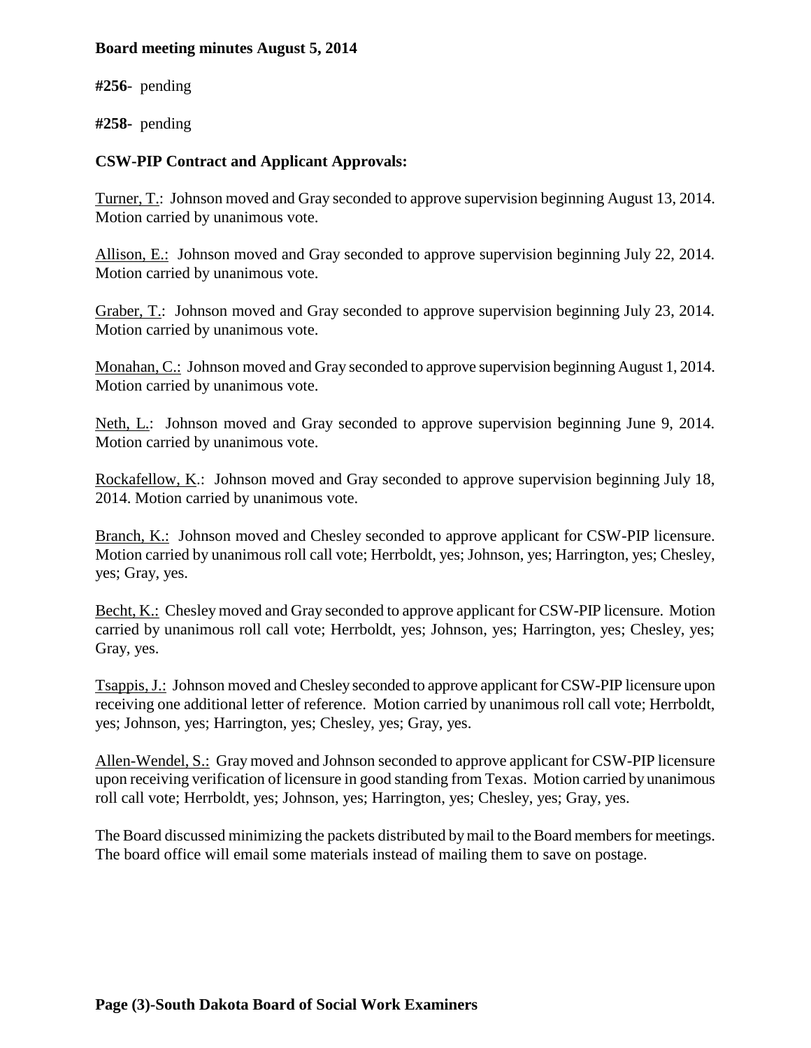#256- pending

#258- pending

**CSW-PIP Contract and Applicant Approvals:**

Turner, T.: Johnson moved and Gray seconded to approve supervision beginning August 13, 2014. Motion carried by unanimous vote.

Allison, E.: Johnson moved and Gray seconded to approve supervision beginning July 22, 2014. Motion carried by unanimous vote.

Graber, T.: Johnson moved and Gray seconded to approve supervision beginning July 23, 2014. Motion carried by unanimous vote.

Monahan, C.: Johnson moved and Gray seconded to approve supervision beginning August 1, 2014. Motion carried by unanimous vote.

Neth, L.: Johnson moved and Gray seconded to approve supervision beginning June 9, 2014. Motion carried by unanimous vote.

Rockafellow, K.: Johnson moved and Gray seconded to approve supervision beginning July 18, 2014. Motion carried by unanimous vote.

Branch, K.: Johnson moved and Chesley seconded to approve applicant for CSW-PIP licensure. Motion carried by unanimous roll call vote; Herrboldt, yes; Johnson, yes; Harrington, yes; Chesley, yes; Gray, yes.

Becht, K.: Chesley moved and Gray seconded to approve applicant for CSW-PIP licensure. Motion carried by unanimous roll call vote; Herrboldt, yes; Johnson, yes; Harrington, yes; Chesley, yes; Gray, yes.

Tsappis, J.: Johnson moved and Chesley seconded to approve applicant for CSW-PIP licensure upon receiving one additional letter of reference. Motion carried by unanimous roll call vote; Herrboldt, yes; Johnson, yes; Harrington, yes; Chesley, yes; Gray, yes.

Allen-Wendel, S.: Gray moved and Johnson seconded to approve applicant for CSW-PIP licensure upon receiving verification of licensure in good standing from Texas. Motion carried by unanimous roll call vote; Herrboldt, yes; Johnson, yes; Harrington, yes; Chesley, yes; Gray, yes.

The Board discussed minimizing the packets distributed by mail to the Board members for meetings. The board office will email some materials instead of mailing them to save on postage.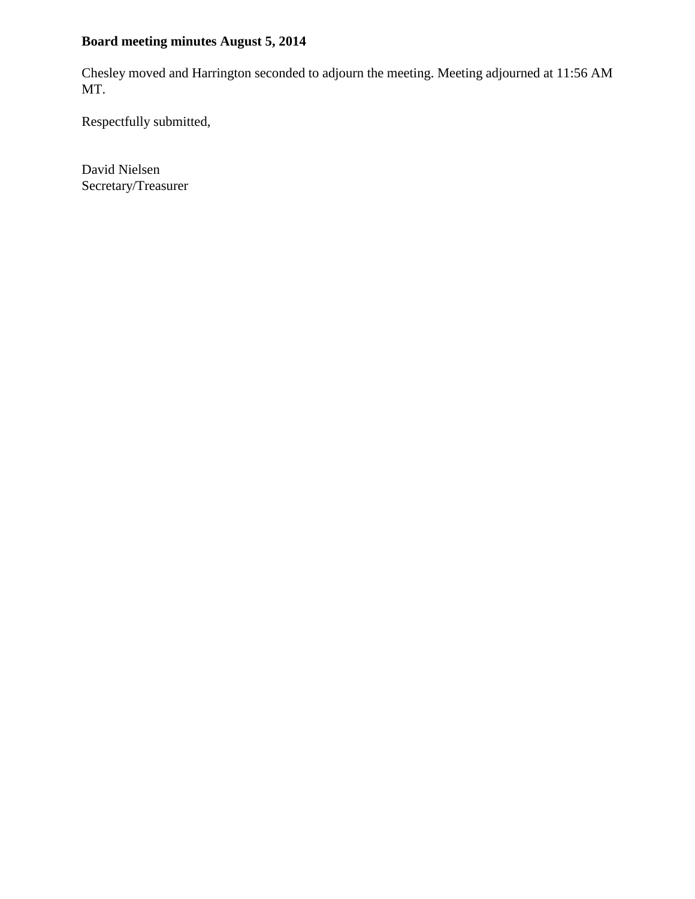**Board meeting minutes August 5, 2014**

Chesley moved and Harrington seconded to adjourn the meeting. Meeting adjourned at 11:56 AM MT.

Respectfully submitted,

David Nielsen
Secretary/Treasurer